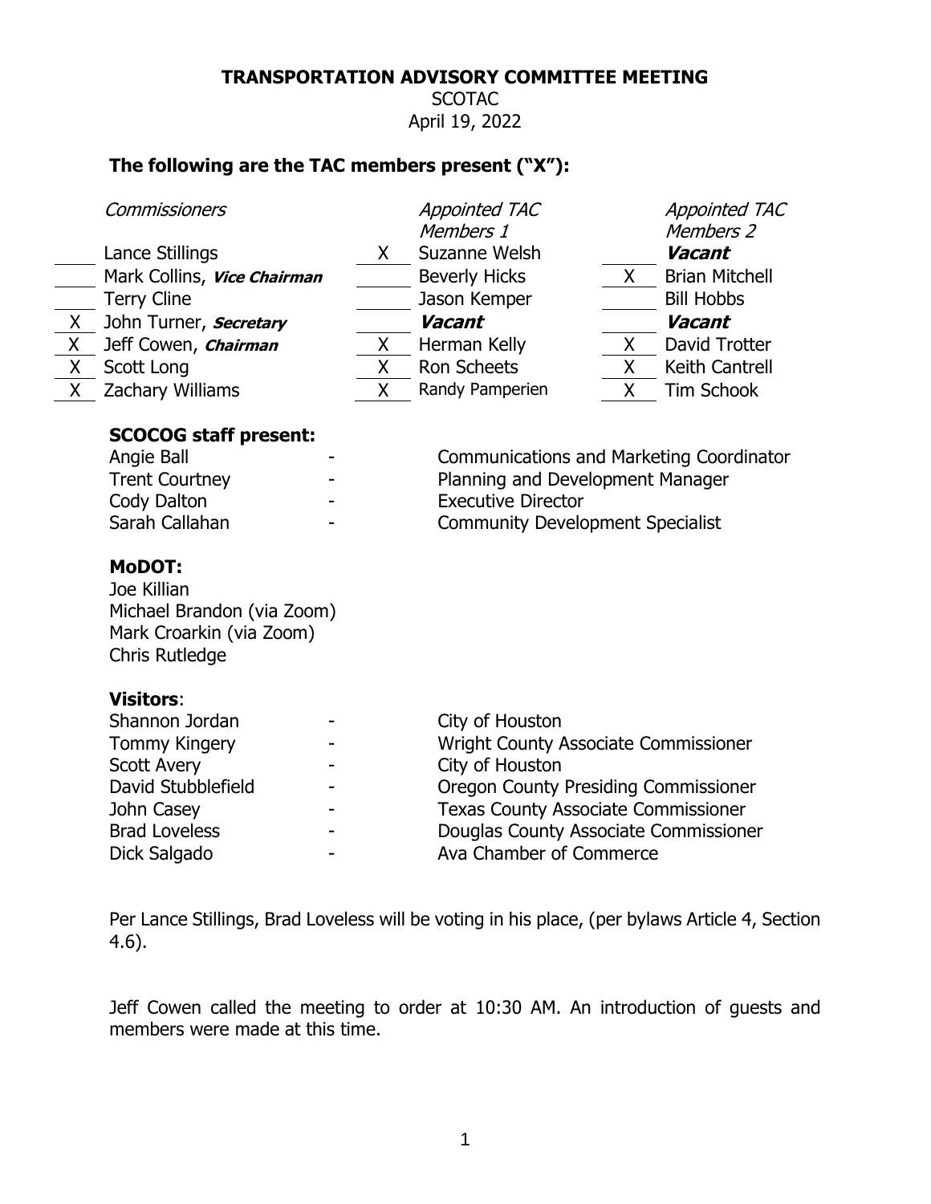# TRANSPORTATION ADVISORY COMMITTEE MEETING

SCOTAC

April 19, 2022

## The following are the TAC members present ("X"):

| | *Commissioners* | | *Appointed TAC Members 1* | | *Appointed TAC Members 2* |
|---|---|---|---|---|---|
| | Lance Stillings | X | Suzanne Welsh | | ***Vacant*** |
| | Mark Collins, ***Vice Chairman*** | | Beverly Hicks | X | Brian Mitchell |
| | Terry Cline | | Jason Kemper | | Bill Hobbs |
| X | John Turner, ***Secretary*** | | ***Vacant*** | | ***Vacant*** |
| X | Jeff Cowen, ***Chairman*** | X | Herman Kelly | X | David Trotter |
| X | Scott Long | X | Ron Scheets | X | Keith Cantrell |
| X | Zachary Williams | X | Randy Pamperien | X | Tim Schook |

### SCOCOG staff present:

| | | |
|---|---|---|
| Angie Ball | - | Communications and Marketing Coordinator |
| Trent Courtney | - | Planning and Development Manager |
| Cody Dalton | - | Executive Director |
| Sarah Callahan | - | Community Development Specialist |

### MoDOT:

Joe Killian
Michael Brandon (via Zoom)
Mark Croarkin (via Zoom)
Chris Rutledge

### Visitors:

| | | |
|---|---|---|
| Shannon Jordan | - | City of Houston |
| Tommy Kingery | - | Wright County Associate Commissioner |
| Scott Avery | - | City of Houston |
| David Stubblefield | - | Oregon County Presiding Commissioner |
| John Casey | - | Texas County Associate Commissioner |
| Brad Loveless | - | Douglas County Associate Commissioner |
| Dick Salgado | - | Ava Chamber of Commerce |

Per Lance Stillings, Brad Loveless will be voting in his place, (per bylaws Article 4, Section 4.6).

Jeff Cowen called the meeting to order at 10:30 AM. An introduction of guests and members were made at this time.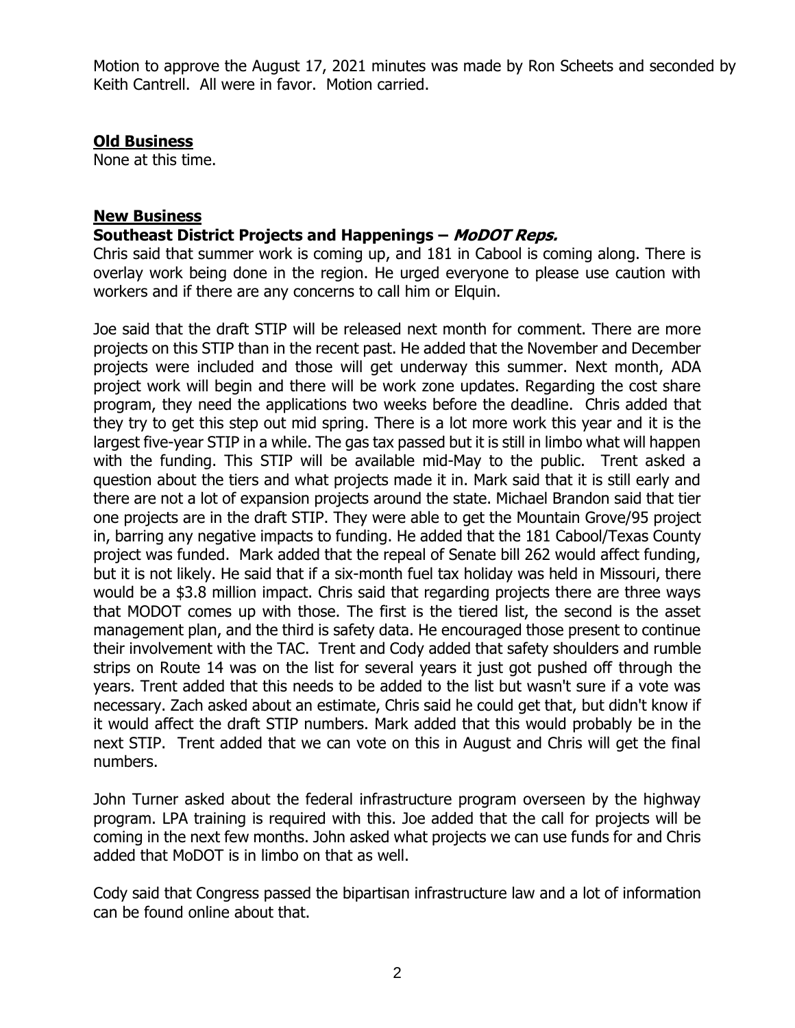Motion to approve the August 17, 2021 minutes was made by Ron Scheets and seconded by Keith Cantrell. All were in favor. Motion carried.

## Old Business

None at this time.

## New Business

### Southeast District Projects and Happenings – *MoDOT Reps.*

Chris said that summer work is coming up, and 181 in Cabool is coming along. There is overlay work being done in the region. He urged everyone to please use caution with workers and if there are any concerns to call him or Elquin.

Joe said that the draft STIP will be released next month for comment. There are more projects on this STIP than in the recent past. He added that the November and December projects were included and those will get underway this summer. Next month, ADA project work will begin and there will be work zone updates. Regarding the cost share program, they need the applications two weeks before the deadline. Chris added that they try to get this step out mid spring. There is a lot more work this year and it is the largest five-year STIP in a while. The gas tax passed but it is still in limbo what will happen with the funding. This STIP will be available mid-May to the public. Trent asked a question about the tiers and what projects made it in. Mark said that it is still early and there are not a lot of expansion projects around the state. Michael Brandon said that tier one projects are in the draft STIP. They were able to get the Mountain Grove/95 project in, barring any negative impacts to funding. He added that the 181 Cabool/Texas County project was funded. Mark added that the repeal of Senate bill 262 would affect funding, but it is not likely. He said that if a six-month fuel tax holiday was held in Missouri, there would be a $3.8 million impact. Chris said that regarding projects there are three ways that MODOT comes up with those. The first is the tiered list, the second is the asset management plan, and the third is safety data. He encouraged those present to continue their involvement with the TAC. Trent and Cody added that safety shoulders and rumble strips on Route 14 was on the list for several years it just got pushed off through the years. Trent added that this needs to be added to the list but wasn't sure if a vote was necessary. Zach asked about an estimate, Chris said he could get that, but didn't know if it would affect the draft STIP numbers. Mark added that this would probably be in the next STIP. Trent added that we can vote on this in August and Chris will get the final numbers.

John Turner asked about the federal infrastructure program overseen by the highway program. LPA training is required with this. Joe added that the call for projects will be coming in the next few months. John asked what projects we can use funds for and Chris added that MoDOT is in limbo on that as well.

Cody said that Congress passed the bipartisan infrastructure law and a lot of information can be found online about that.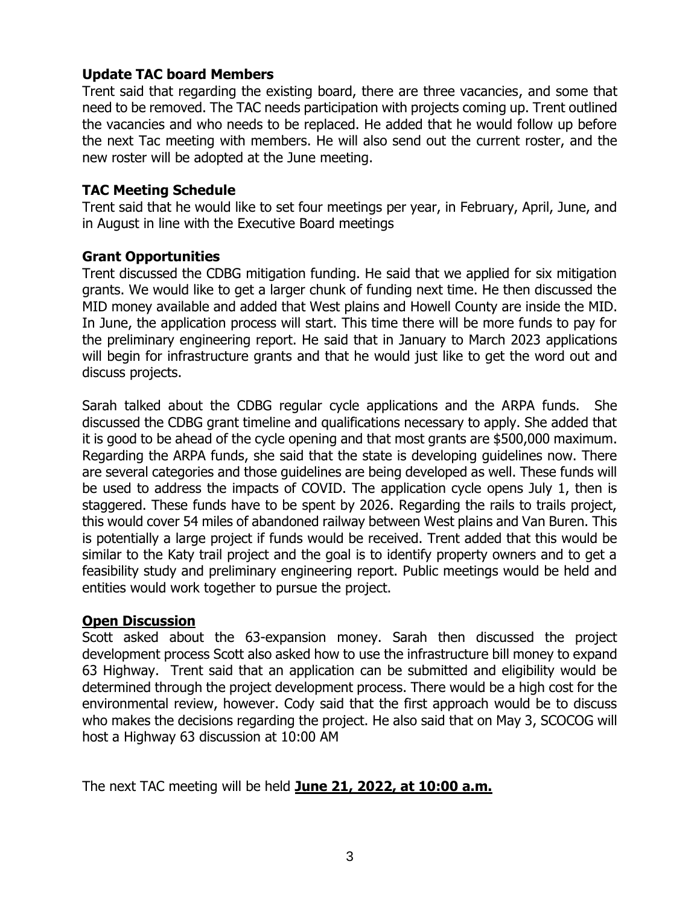### **Update TAC board Members**

Trent said that regarding the existing board, there are three vacancies, and some that need to be removed. The TAC needs participation with projects coming up. Trent outlined the vacancies and who needs to be replaced. He added that he would follow up before the next Tac meeting with members. He will also send out the current roster, and the new roster will be adopted at the June meeting.

### **TAC Meeting Schedule**

Trent said that he would like to set four meetings per year, in February, April, June, and in August in line with the Executive Board meetings

### **Grant Opportunities**

Trent discussed the CDBG mitigation funding. He said that we applied for six mitigation grants. We would like to get a larger chunk of funding next time. He then discussed the MID money available and added that West plains and Howell County are inside the MID. In June, the application process will start. This time there will be more funds to pay for the preliminary engineering report. He said that in January to March 2023 applications will begin for infrastructure grants and that he would just like to get the word out and discuss projects.

Sarah talked about the CDBG regular cycle applications and the ARPA funds. She discussed the CDBG grant timeline and qualifications necessary to apply. She added that it is good to be ahead of the cycle opening and that most grants are $500,000 maximum. Regarding the ARPA funds, she said that the state is developing guidelines now. There are several categories and those guidelines are being developed as well. These funds will be used to address the impacts of COVID. The application cycle opens July 1, then is staggered. These funds have to be spent by 2026. Regarding the rails to trails project, this would cover 54 miles of abandoned railway between West plains and Van Buren. This is potentially a large project if funds would be received. Trent added that this would be similar to the Katy trail project and the goal is to identify property owners and to get a feasibility study and preliminary engineering report. Public meetings would be held and entities would work together to pursue the project.

### **Open Discussion**

Scott asked about the 63-expansion money. Sarah then discussed the project development process Scott also asked how to use the infrastructure bill money to expand 63 Highway. Trent said that an application can be submitted and eligibility would be determined through the project development process. There would be a high cost for the environmental review, however. Cody said that the first approach would be to discuss who makes the decisions regarding the project. He also said that on May 3, SCOCOG will host a Highway 63 discussion at 10:00 AM

The next TAC meeting will be held **June 21, 2022, at 10:00 a.m.**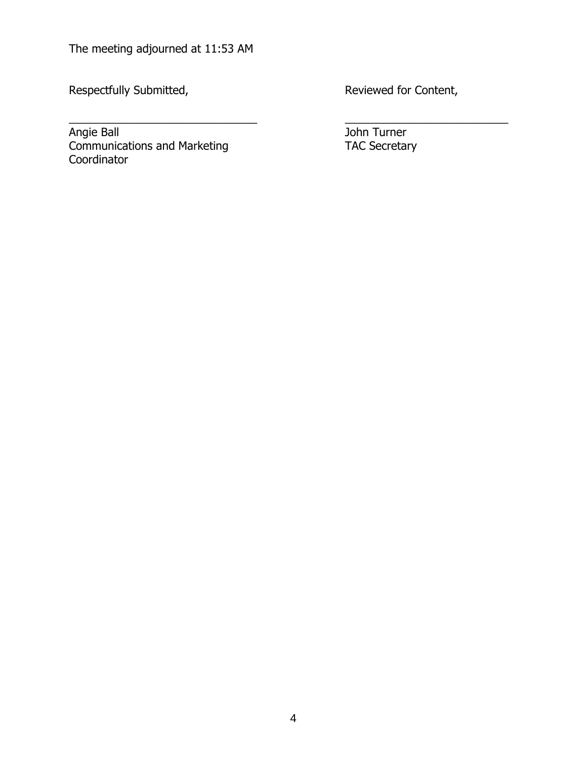The meeting adjourned at 11:53 AM

Respectfully Submitted,

\_\_\_\_\_\_\_\_\_\_\_\_\_\_\_\_\_\_\_\_\_\_\_\_\_\_\_\_\_\_\_\_

Angie Ball
Communications and Marketing Coordinator

Reviewed for Content,

\_\_\_\_\_\_\_\_\_\_\_\_\_\_\_\_\_\_\_\_\_\_\_\_\_\_\_\_\_\_\_\_

John Turner
TAC Secretary